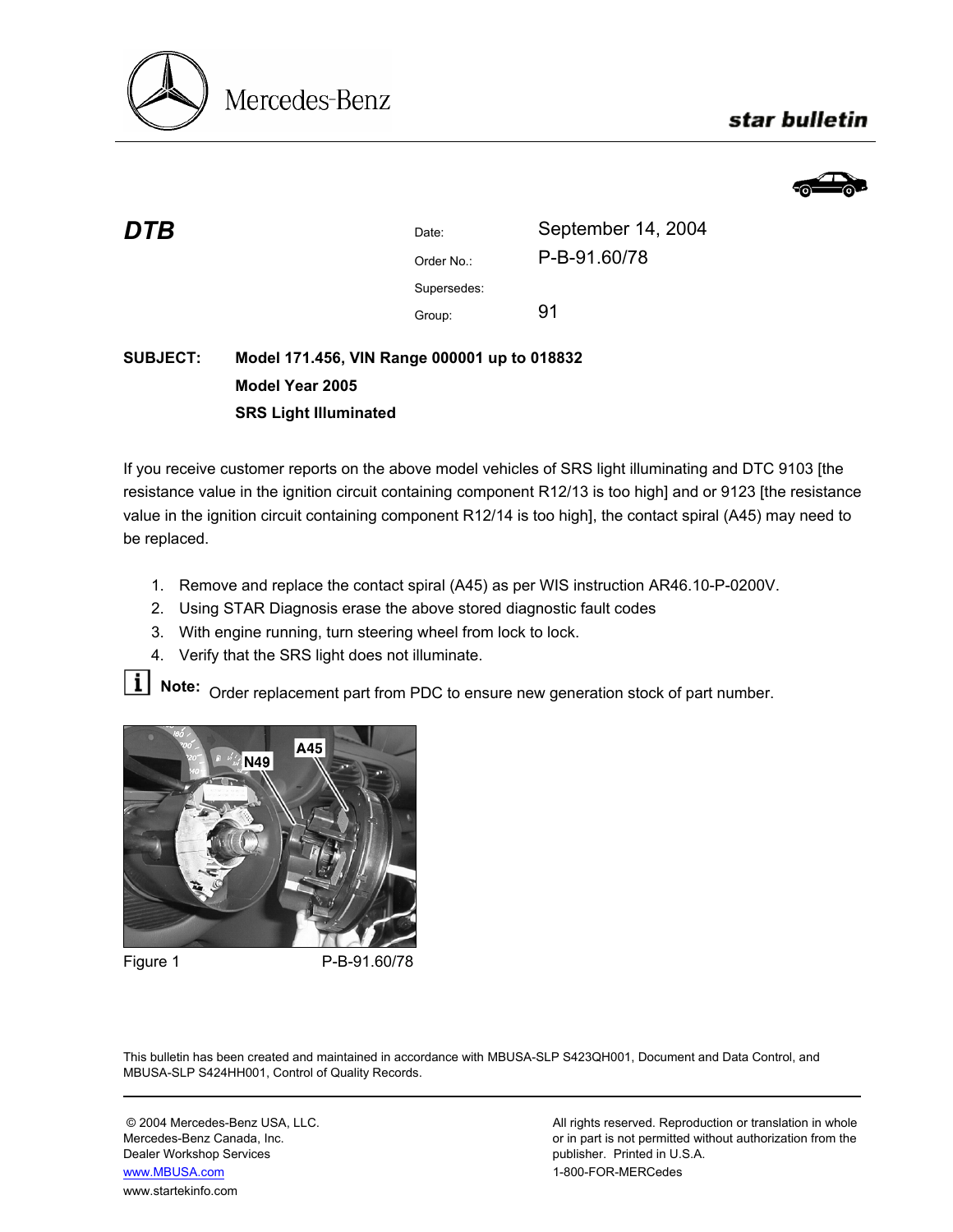Mercedes-Benz

**star bulletin**

## DTB

Date: September 14, 2004

Order No.: P-B-91.60/78

Supersedes:

Group: 91

**SUBJECT:** **Model 171.456, VIN Range 000001 up to 018832**

**Model Year 2005**

**SRS Light Illuminated**

If you receive customer reports on the above model vehicles of SRS light illuminating and DTC 9103 [the resistance value in the ignition circuit containing component R12/13 is too high] and or 9123 [the resistance value in the ignition circuit containing component R12/14 is too high], the contact spiral (A45) may need to be replaced.

1. Remove and replace the contact spiral (A45) as per WIS instruction AR46.10-P-0200V.
2. Using STAR Diagnosis erase the above stored diagnostic fault codes
3. With engine running, turn steering wheel from lock to lock.
4. Verify that the SRS light does not illuminate.

**Note:** Order replacement part from PDC to ensure new generation stock of part number.

N49 A45

Figure 1 P-B-91.60/78

This bulletin has been created and maintained in accordance with MBUSA-SLP S423QH001, Document and Data Control, and MBUSA-SLP S424HH001, Control of Quality Records.

© 2004 Mercedes-Benz USA, LLC.
Mercedes-Benz Canada, Inc.
Dealer Workshop Services
www.MBUSA.com
www.startekinfo.com

All rights reserved. Reproduction or translation in whole or in part is not permitted without authorization from the publisher. Printed in U.S.A.
1-800-FOR-MERCedes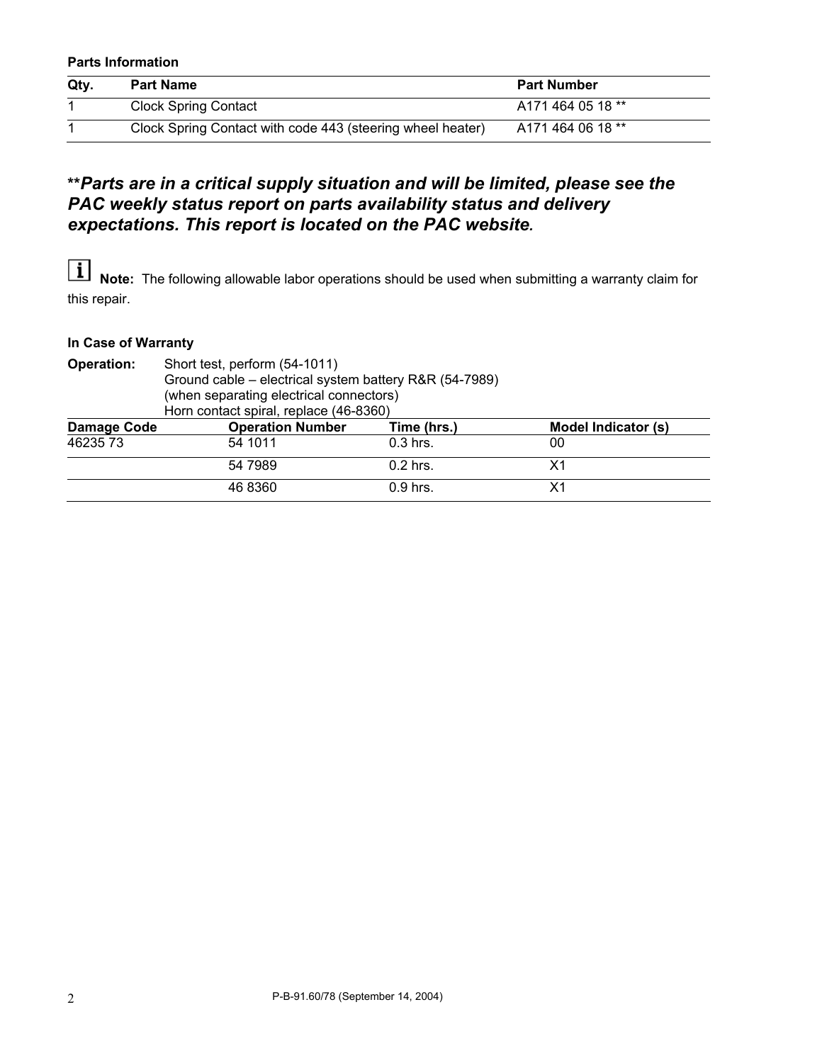**Parts Information**

| Qty. | Part Name | Part Number |
|---|---|---|
| 1 | Clock Spring Contact | A171 464 05 18 ** |
| 1 | Clock Spring Contact with code 443 (steering wheel heater) | A171 464 06 18 ** |

## ***\*Parts are in a critical supply situation and will be limited, please see the PAC weekly status report on parts availability status and delivery expectations. This report is located on the PAC website.***

**Note:** The following allowable labor operations should be used when submitting a warranty claim for this repair.

**In Case of Warranty**

**Operation:** Short test, perform (54-1011)
Ground cable – electrical system battery R&R (54-7989)
(when separating electrical connectors)
Horn contact spiral, replace (46-8360)

| Damage Code | Operation Number | Time (hrs.) | Model Indicator (s) |
|---|---|---|---|
| 46235 73 | 54 1011 | 0.3 hrs. | 00 |
| | 54 7989 | 0.2 hrs. | X1 |
| | 46 8360 | 0.9 hrs. | X1 |

P-B-91.60/78 (September 14, 2004)